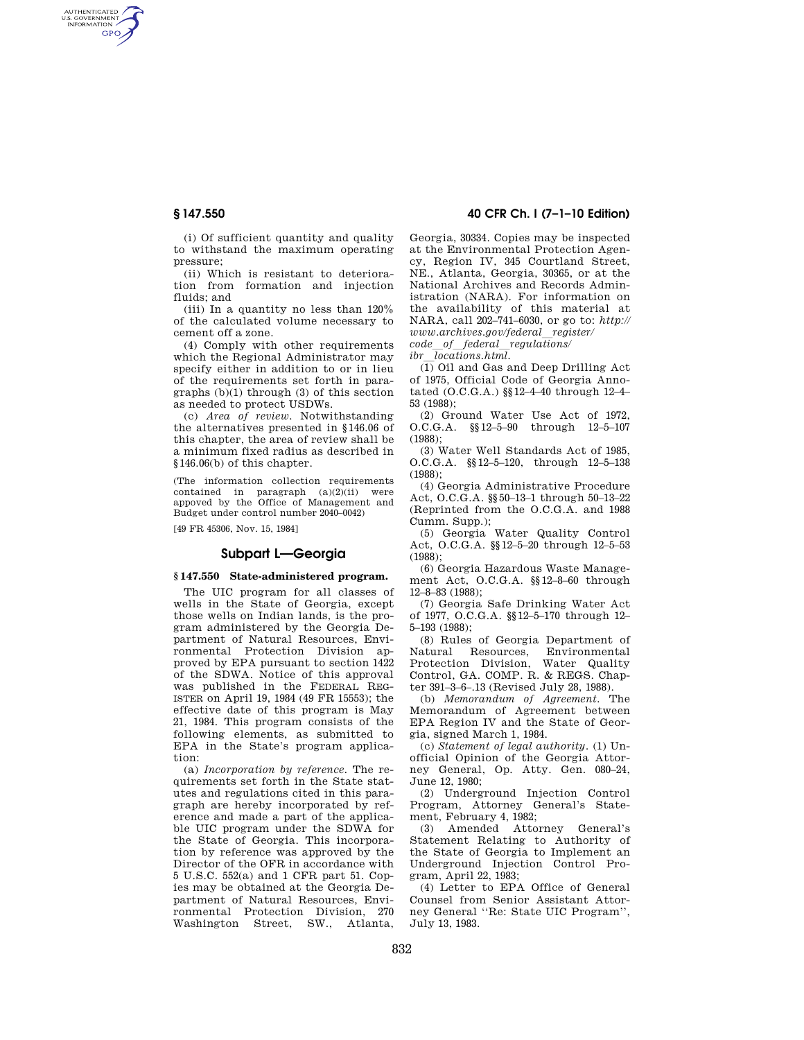(i) Of sufficient quantity and quality to withstand the maximum operating pressure;

(ii) Which is resistant to deterioration from formation and injection fluids; and

(iii) In a quantity no less than 120% of the calculated volume necessary to cement off a zone.

(4) Comply with other requirements which the Regional Administrator may specify either in addition to or in lieu of the requirements set forth in paragraphs (b)(1) through (3) of this section as needed to protect USDWs.

(c) *Area of review.* Notwithstanding the alternatives presented in §146.06 of this chapter, the area of review shall be a minimum fixed radius as described in §146.06(b) of this chapter.

(The information collection requirements contained in paragraph (a)(2)(ii) were appoved by the Office of Management and Budget under control number 2040–0042)

[49 FR 45306, Nov. 15, 1984]

## Subpart L—Georgia

### § 147.550 State-administered program.

The UIC program for all classes of wells in the State of Georgia, except those wells on Indian lands, is the program administered by the Georgia Department of Natural Resources, Environmental Protection Division approved by EPA pursuant to section 1422 of the SDWA. Notice of this approval was published in the FEDERAL REGISTER on April 19, 1984 (49 FR 15553); the effective date of this program is May 21, 1984. This program consists of the following elements, as submitted to EPA in the State's program application:

(a) *Incorporation by reference.* The requirements set forth in the State statutes and regulations cited in this paragraph are hereby incorporated by reference and made a part of the applicable UIC program under the SDWA for the State of Georgia. This incorporation by reference was approved by the Director of the OFR in accordance with 5 U.S.C. 552(a) and 1 CFR part 51. Copies may be obtained at the Georgia Department of Natural Resources, Environmental Protection Division, 270 Washington Street, SW., Atlanta, Georgia, 30334. Copies may be inspected at the Environmental Protection Agency, Region IV, 345 Courtland Street, NE., Atlanta, Georgia, 30365, or at the National Archives and Records Administration (NARA). For information on the availability of this material at NARA, call 202–741–6030, or go to: *http://www.archives.gov/federal_register/code_of_federal_regulations/ibr_locations.html.*

(1) Oil and Gas and Deep Drilling Act of 1975, Official Code of Georgia Annotated (O.C.G.A.) §§12–4–40 through 12–4–53 (1988);

(2) Ground Water Use Act of 1972, O.C.G.A. §§12–5–90 through 12–5–107 (1988);

(3) Water Well Standards Act of 1985, O.C.G.A. §§12–5–120, through 12–5–138 (1988);

(4) Georgia Administrative Procedure Act, O.C.G.A. §§50–13–1 through 50–13–22 (Reprinted from the O.C.G.A. and 1988 Cumm. Supp.);

(5) Georgia Water Quality Control Act, O.C.G.A. §§12–5–20 through 12–5–53 (1988);

(6) Georgia Hazardous Waste Management Act, O.C.G.A. §§12–8–60 through 12–8–83 (1988);

(7) Georgia Safe Drinking Water Act of 1977, O.C.G.A. §§12–5–170 through 12–5–193 (1988);

(8) Rules of Georgia Department of Natural Resources, Environmental Protection Division, Water Quality Control, GA. COMP. R. & REGS. Chapter 391–3–6–.13 (Revised July 28, 1988).

(b) *Memorandum of Agreement.* The Memorandum of Agreement between EPA Region IV and the State of Georgia, signed March 1, 1984.

(c) *Statement of legal authority.* (1) Unofficial Opinion of the Georgia Attorney General, Op. Atty. Gen. 080–24, June 12, 1980;

(2) Underground Injection Control Program, Attorney General's Statement, February 4, 1982;

(3) Amended Attorney General's Statement Relating to Authority of the State of Georgia to Implement an Underground Injection Control Program, April 22, 1983;

(4) Letter to EPA Office of General Counsel from Senior Assistant Attorney General ''Re: State UIC Program'', July 13, 1983.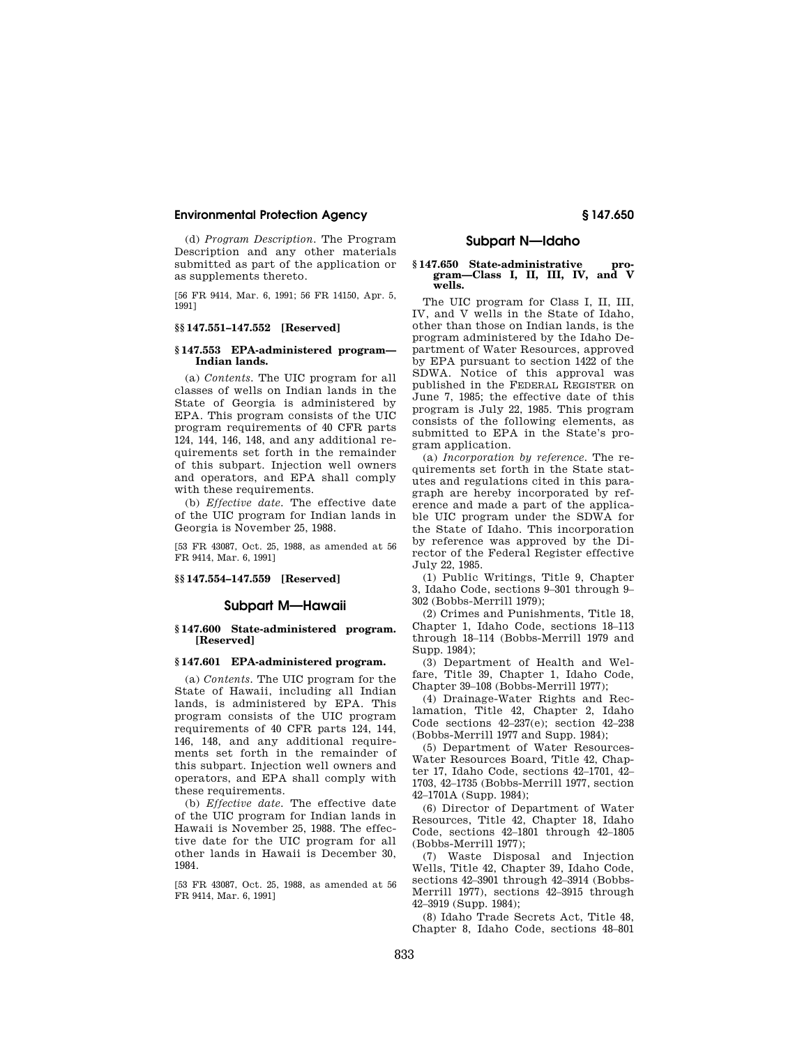(d) *Program Description.* The Program Description and any other materials submitted as part of the application or as supplements thereto.

[56 FR 9414, Mar. 6, 1991; 56 FR 14150, Apr. 5, 1991]

#### §§ 147.551–147.552 [Reserved]

#### § 147.553 EPA-administered program—Indian lands.

(a) *Contents.* The UIC program for all classes of wells on Indian lands in the State of Georgia is administered by EPA. This program consists of the UIC program requirements of 40 CFR parts 124, 144, 146, 148, and any additional requirements set forth in the remainder of this subpart. Injection well owners and operators, and EPA shall comply with these requirements.

(b) *Effective date.* The effective date of the UIC program for Indian lands in Georgia is November 25, 1988.

[53 FR 43087, Oct. 25, 1988, as amended at 56 FR 9414, Mar. 6, 1991]

#### §§ 147.554–147.559 [Reserved]

## Subpart M—Hawaii

#### § 147.600 State-administered program. [Reserved]

#### § 147.601 EPA-administered program.

(a) *Contents.* The UIC program for the State of Hawaii, including all Indian lands, is administered by EPA. This program consists of the UIC program requirements of 40 CFR parts 124, 144, 146, 148, and any additional requirements set forth in the remainder of this subpart. Injection well owners and operators, and EPA shall comply with these requirements.

(b) *Effective date.* The effective date of the UIC program for Indian lands in Hawaii is November 25, 1988. The effective date for the UIC program for all other lands in Hawaii is December 30, 1984.

[53 FR 43087, Oct. 25, 1988, as amended at 56 FR 9414, Mar. 6, 1991]

## Subpart N—Idaho

#### § 147.650 State-administrative program—Class I, II, III, IV, and V wells.

The UIC program for Class I, II, III, IV, and V wells in the State of Idaho, other than those on Indian lands, is the program administered by the Idaho Department of Water Resources, approved by EPA pursuant to section 1422 of the SDWA. Notice of this approval was published in the FEDERAL REGISTER on June 7, 1985; the effective date of this program is July 22, 1985. This program consists of the following elements, as submitted to EPA in the State's program application.

(a) *Incorporation by reference.* The requirements set forth in the State statutes and regulations cited in this paragraph are hereby incorporated by reference and made a part of the applicable UIC program under the SDWA for the State of Idaho. This incorporation by reference was approved by the Director of the Federal Register effective July 22, 1985.

(1) Public Writings, Title 9, Chapter 3, Idaho Code, sections 9–301 through 9–302 (Bobbs-Merrill 1979);

(2) Crimes and Punishments, Title 18, Chapter 1, Idaho Code, sections 18–113 through 18–114 (Bobbs-Merrill 1979 and Supp. 1984);

(3) Department of Health and Welfare, Title 39, Chapter 1, Idaho Code, Chapter 39–108 (Bobbs-Merrill 1977);

(4) Drainage-Water Rights and Reclamation, Title 42, Chapter 2, Idaho Code sections 42–237(e); section 42–238 (Bobbs-Merrill 1977 and Supp. 1984);

(5) Department of Water Resources-Water Resources Board, Title 42, Chapter 17, Idaho Code, sections 42–1701, 42–1703, 42–1735 (Bobbs-Merrill 1977, section 42–1701A (Supp. 1984);

(6) Director of Department of Water Resources, Title 42, Chapter 18, Idaho Code, sections 42–1801 through 42–1805 (Bobbs-Merrill 1977);

(7) Waste Disposal and Injection Wells, Title 42, Chapter 39, Idaho Code, sections 42–3901 through 42–3914 (Bobbs-Merrill 1977), sections 42–3915 through 42–3919 (Supp. 1984);

(8) Idaho Trade Secrets Act, Title 48, Chapter 8, Idaho Code, sections 48–801